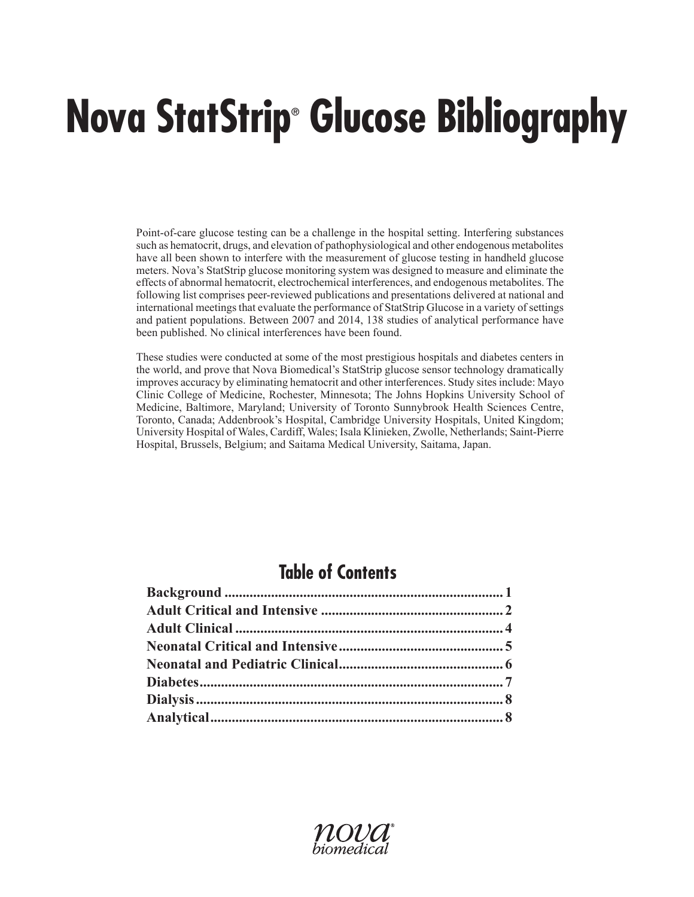# Nova StatStrip® Glucose Bibliography

Point-of-care glucose testing can be a challenge in the hospital setting. Interfering substances such as hematocrit, drugs, and elevation of pathophysiological and other endogenous metabolites have all been shown to interfere with the measurement of glucose testing in handheld glucose meters. Nova's StatStrip glucose monitoring system was designed to measure and eliminate the effects of abnormal hematocrit, electrochemical interferences, and endogenous metabolites. The following list comprises peer-reviewed publications and presentations delivered at national and international meetings that evaluate the performance of StatStrip Glucose in a variety of settings and patient populations. Between 2007 and 2014, 138 studies of analytical performance have been published. No clinical interferences have been found.

These studies were conducted at some of the most prestigious hospitals and diabetes centers in the world, and prove that Nova Biomedical's StatStrip glucose sensor technology dramatically improves accuracy by eliminating hematocrit and other interferences. Study sites include: Mayo Clinic College of Medicine, Rochester, Minnesota; The Johns Hopkins University School of Medicine, Baltimore, Maryland; University of Toronto Sunnybrook Health Sciences Centre, Toronto, Canada; Addenbrook's Hospital, Cambridge University Hospitals, United Kingdom; University Hospital of Wales, Cardiff, Wales; Isala Klinieken, Zwolle, Netherlands; Saint-Pierre Hospital, Brussels, Belgium; and Saitama Medical University, Saitama, Japan.

## Table of Contents

**Background** ............................................................................. 1
**Adult Critical and Intensive** .................................................. 2
**Adult Clinical** .......................................................................... 4
**Neonatal Critical and Intensive** ............................................. 5
**Neonatal and Pediatric Clinical** ............................................. 6
**Diabetes** .................................................................................... 7
**Dialysis** ...................................................................................... 8
**Analytical** .................................................................................. 8

nova® biomedical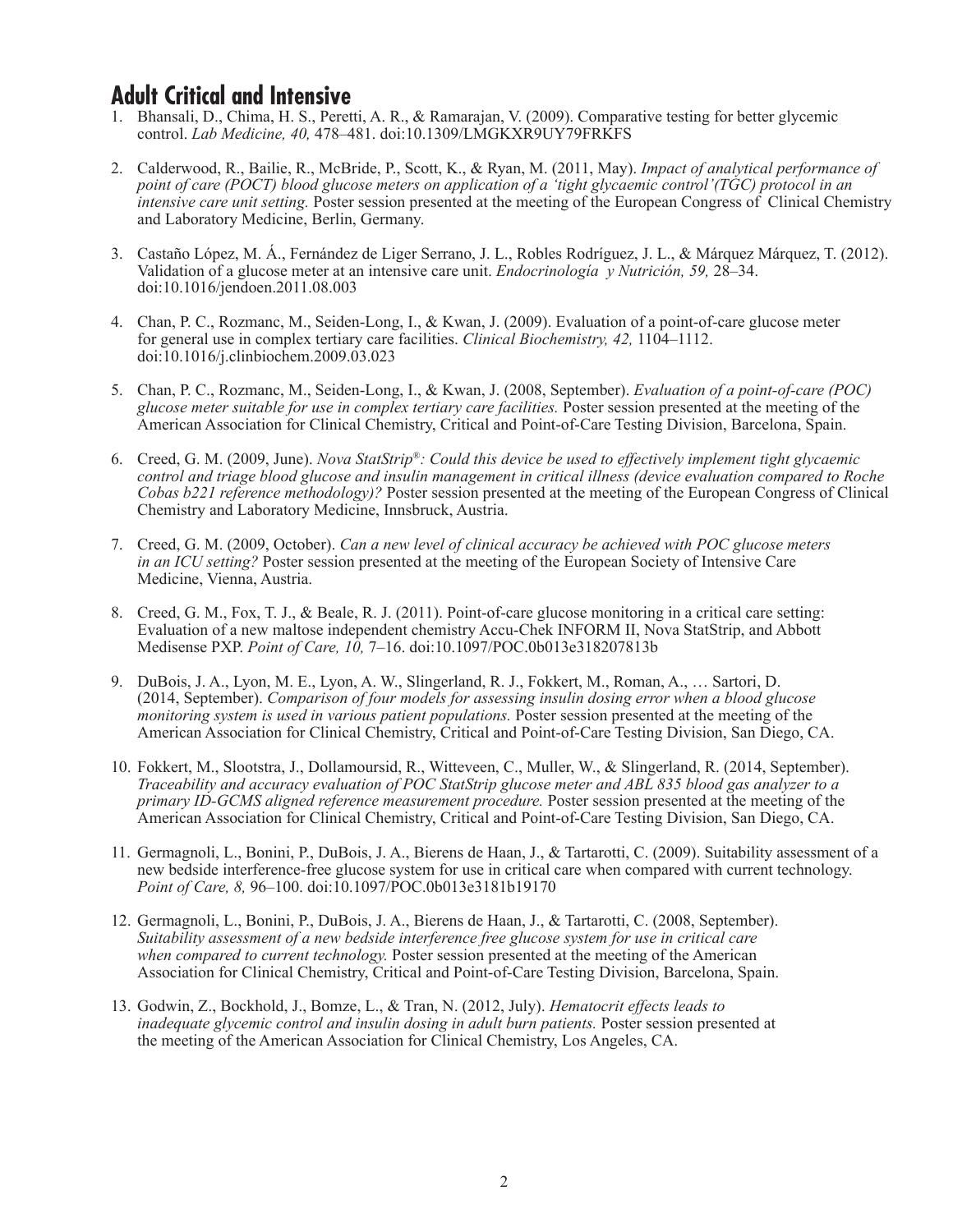## Adult Critical and Intensive

1. Bhansali, D., Chima, H. S., Peretti, A. R., & Ramarajan, V. (2009). Comparative testing for better glycemic control. *Lab Medicine, 40,* 478–481. doi:10.1309/LMGKXR9UY79FRKFS

2. Calderwood, R., Bailie, R., McBride, P., Scott, K., & Ryan, M. (2011, May). *Impact of analytical performance of point of care (POCT) blood glucose meters on application of a 'tight glycaemic control'(TGC) protocol in an intensive care unit setting.* Poster session presented at the meeting of the European Congress of Clinical Chemistry and Laboratory Medicine, Berlin, Germany.

3. Castaño López, M. Á., Fernández de Liger Serrano, J. L., Robles Rodríguez, J. L., & Márquez Márquez, T. (2012). Validation of a glucose meter at an intensive care unit. *Endocrinología y Nutrición, 59,* 28–34. doi:10.1016/jendoen.2011.08.003

4. Chan, P. C., Rozmanc, M., Seiden-Long, I., & Kwan, J. (2009). Evaluation of a point-of-care glucose meter for general use in complex tertiary care facilities. *Clinical Biochemistry, 42,* 1104–1112. doi:10.1016/j.clinbiochem.2009.03.023

5. Chan, P. C., Rozmanc, M., Seiden-Long, I., & Kwan, J. (2008, September). *Evaluation of a point-of-care (POC) glucose meter suitable for use in complex tertiary care facilities.* Poster session presented at the meeting of the American Association for Clinical Chemistry, Critical and Point-of-Care Testing Division, Barcelona, Spain.

6. Creed, G. M. (2009, June). *Nova StatStrip®: Could this device be used to effectively implement tight glycaemic control and triage blood glucose and insulin management in critical illness (device evaluation compared to Roche Cobas b221 reference methodology)?* Poster session presented at the meeting of the European Congress of Clinical Chemistry and Laboratory Medicine, Innsbruck, Austria.

7. Creed, G. M. (2009, October). *Can a new level of clinical accuracy be achieved with POC glucose meters in an ICU setting?* Poster session presented at the meeting of the European Society of Intensive Care Medicine, Vienna, Austria.

8. Creed, G. M., Fox, T. J., & Beale, R. J. (2011). Point-of-care glucose monitoring in a critical care setting: Evaluation of a new maltose independent chemistry Accu-Chek INFORM II, Nova StatStrip, and Abbott Medisense PXP. *Point of Care, 10,* 7–16. doi:10.1097/POC.0b013e318207813b

9. DuBois, J. A., Lyon, M. E., Lyon, A. W., Slingerland, R. J., Fokkert, M., Roman, A., … Sartori, D. (2014, September). *Comparison of four models for assessing insulin dosing error when a blood glucose monitoring system is used in various patient populations.* Poster session presented at the meeting of the American Association for Clinical Chemistry, Critical and Point-of-Care Testing Division, San Diego, CA.

10. Fokkert, M., Slootstra, J., Dollamoursid, R., Witteveen, C., Muller, W., & Slingerland, R. (2014, September). *Traceability and accuracy evaluation of POC StatStrip glucose meter and ABL 835 blood gas analyzer to a primary ID-GCMS aligned reference measurement procedure.* Poster session presented at the meeting of the American Association for Clinical Chemistry, Critical and Point-of-Care Testing Division, San Diego, CA.

11. Germagnoli, L., Bonini, P., DuBois, J. A., Bierens de Haan, J., & Tartarotti, C. (2009). Suitability assessment of a new bedside interference-free glucose system for use in critical care when compared with current technology. *Point of Care, 8,* 96–100. doi:10.1097/POC.0b013e3181b19170

12. Germagnoli, L., Bonini, P., DuBois, J. A., Bierens de Haan, J., & Tartarotti, C. (2008, September). *Suitability assessment of a new bedside interference free glucose system for use in critical care when compared to current technology.* Poster session presented at the meeting of the American Association for Clinical Chemistry, Critical and Point-of-Care Testing Division, Barcelona, Spain.

13. Godwin, Z., Bockhold, J., Bomze, L., & Tran, N. (2012, July). *Hematocrit effects leads to inadequate glycemic control and insulin dosing in adult burn patients.* Poster session presented at the meeting of the American Association for Clinical Chemistry, Los Angeles, CA.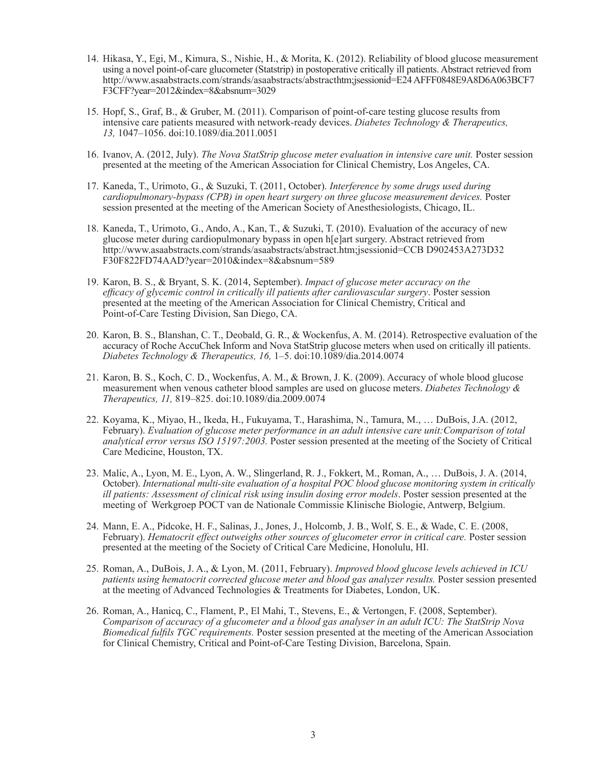14. Hikasa, Y., Egi, M., Kimura, S., Nishie, H., & Morita, K. (2012). Reliability of blood glucose measurement using a novel point-of-care glucometer (Statstrip) in postoperative critically ill patients. Abstract retrieved from http://www.asaabstracts.com/strands/asaabstracts/abstracthtm;jsessionid=E24 AFFF0848E9A8D6A063BCF7 F3CFF?year=2012&index=8&absnum=3029

15. Hopf, S., Graf, B., & Gruber, M. (2011). Comparison of point-of-care testing glucose results from intensive care patients measured with network-ready devices. *Diabetes Technology & Therapeutics, 13,* 1047–1056. doi:10.1089/dia.2011.0051

16. Ivanov, A. (2012, July). *The Nova StatStrip glucose meter evaluation in intensive care unit.* Poster session presented at the meeting of the American Association for Clinical Chemistry, Los Angeles, CA.

17. Kaneda, T., Urimoto, G., & Suzuki, T. (2011, October). *Interference by some drugs used during cardiopulmonary-bypass (CPB) in open heart surgery on three glucose measurement devices.* Poster session presented at the meeting of the American Society of Anesthesiologists, Chicago, IL.

18. Kaneda, T., Urimoto, G., Ando, A., Kan, T., & Suzuki, T. (2010). Evaluation of the accuracy of new glucose meter during cardiopulmonary bypass in open h[e]art surgery. Abstract retrieved from http://www.asaabstracts.com/strands/asaabstracts/abstract.htm;jsessionid=CCB D902453A273D32 F30F822FD74AAD?year=2010&index=8&absnum=589

19. Karon, B. S., & Bryant, S. K. (2014, September). *Impact of glucose meter accuracy on the efficacy of glycemic control in critically ill patients after cardiovascular surgery*. Poster session presented at the meeting of the American Association for Clinical Chemistry, Critical and Point-of-Care Testing Division, San Diego, CA.

20. Karon, B. S., Blanshan, C. T., Deobald, G. R., & Wockenfus, A. M. (2014). Retrospective evaluation of the accuracy of Roche AccuChek Inform and Nova StatStrip glucose meters when used on critically ill patients. *Diabetes Technology & Therapeutics, 16,* 1–5. doi:10.1089/dia.2014.0074

21. Karon, B. S., Koch, C. D., Wockenfus, A. M., & Brown, J. K. (2009). Accuracy of whole blood glucose measurement when venous catheter blood samples are used on glucose meters. *Diabetes Technology & Therapeutics, 11,* 819–825. doi:10.1089/dia.2009.0074

22. Koyama, K., Miyao, H., Ikeda, H., Fukuyama, T., Harashima, N., Tamura, M., … DuBois, J.A. (2012, February). *Evaluation of glucose meter performance in an adult intensive care unit:Comparison of total analytical error versus ISO 15197:2003.* Poster session presented at the meeting of the Society of Critical Care Medicine, Houston, TX.

23. Malic, A., Lyon, M. E., Lyon, A. W., Slingerland, R. J., Fokkert, M., Roman, A., … DuBois, J. A. (2014, October). *International multi-site evaluation of a hospital POC blood glucose monitoring system in critically ill patients: Assessment of clinical risk using insulin dosing error models*. Poster session presented at the meeting of Werkgroep POCT van de Nationale Commissie Klinische Biologie, Antwerp, Belgium.

24. Mann, E. A., Pidcoke, H. F., Salinas, J., Jones, J., Holcomb, J. B., Wolf, S. E., & Wade, C. E. (2008, February). *Hematocrit effect outweighs other sources of glucometer error in critical care.* Poster session presented at the meeting of the Society of Critical Care Medicine, Honolulu, HI.

25. Roman, A., DuBois, J. A., & Lyon, M. (2011, February). *Improved blood glucose levels achieved in ICU patients using hematocrit corrected glucose meter and blood gas analyzer results.* Poster session presented at the meeting of Advanced Technologies & Treatments for Diabetes, London, UK.

26. Roman, A., Hanicq, C., Flament, P., El Mahi, T., Stevens, E., & Vertongen, F. (2008, September). *Comparison of accuracy of a glucometer and a blood gas analyser in an adult ICU: The StatStrip Nova Biomedical fulfils TGC requirements.* Poster session presented at the meeting of the American Association for Clinical Chemistry, Critical and Point-of-Care Testing Division, Barcelona, Spain.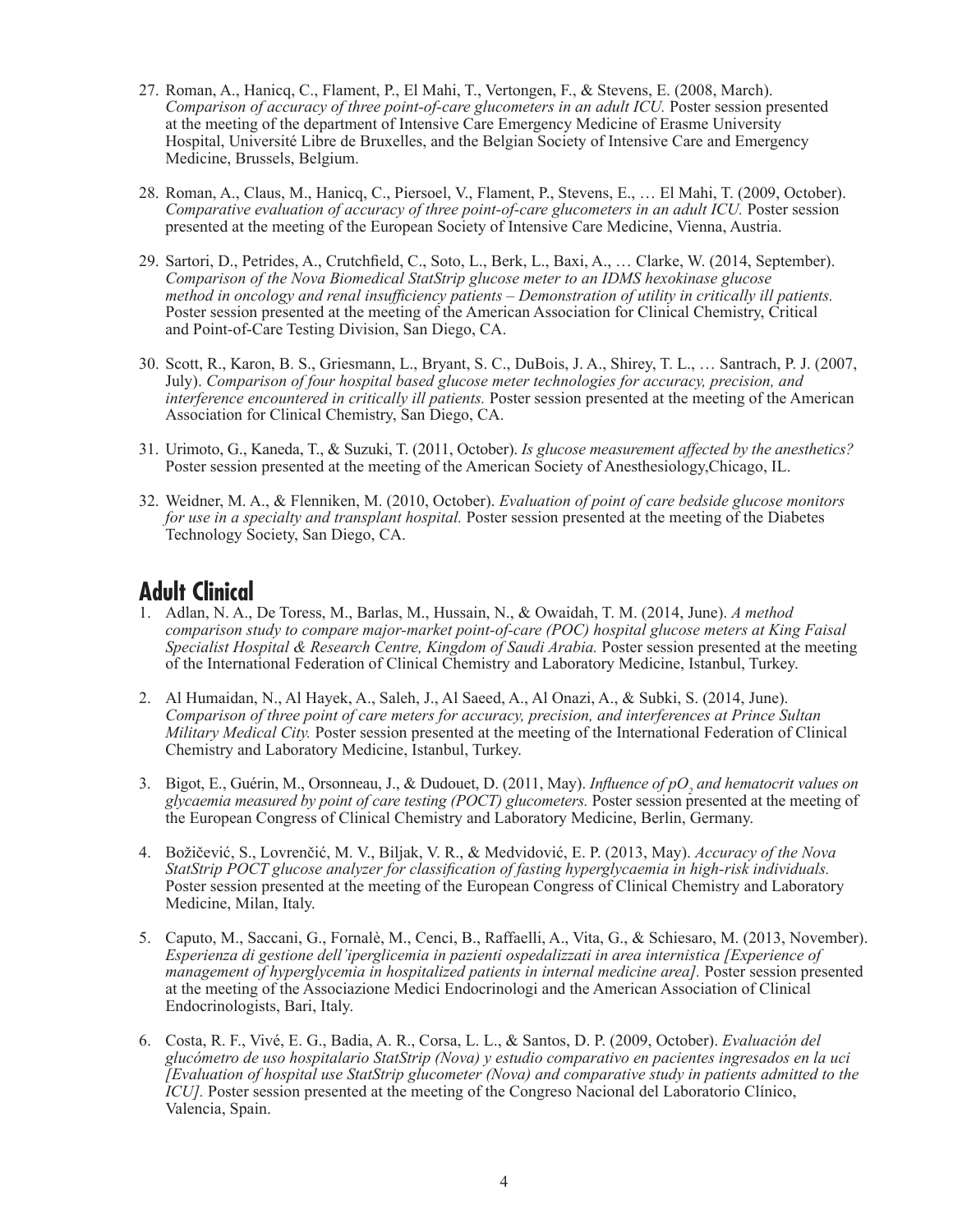27. Roman, A., Hanicq, C., Flament, P., El Mahi, T., Vertongen, F., & Stevens, E. (2008, March). *Comparison of accuracy of three point-of-care glucometers in an adult ICU.* Poster session presented at the meeting of the department of Intensive Care Emergency Medicine of Erasme University Hospital, Université Libre de Bruxelles, and the Belgian Society of Intensive Care and Emergency Medicine, Brussels, Belgium.

28. Roman, A., Claus, M., Hanicq, C., Piersoel, V., Flament, P., Stevens, E., … El Mahi, T. (2009, October). *Comparative evaluation of accuracy of three point-of-care glucometers in an adult ICU.* Poster session presented at the meeting of the European Society of Intensive Care Medicine, Vienna, Austria.

29. Sartori, D., Petrides, A., Crutchfield, C., Soto, L., Berk, L., Baxi, A., … Clarke, W. (2014, September). *Comparison of the Nova Biomedical StatStrip glucose meter to an IDMS hexokinase glucose method in oncology and renal insufficiency patients – Demonstration of utility in critically ill patients.* Poster session presented at the meeting of the American Association for Clinical Chemistry, Critical and Point-of-Care Testing Division, San Diego, CA.

30. Scott, R., Karon, B. S., Griesmann, L., Bryant, S. C., DuBois, J. A., Shirey, T. L., … Santrach, P. J. (2007, July). *Comparison of four hospital based glucose meter technologies for accuracy, precision, and interference encountered in critically ill patients.* Poster session presented at the meeting of the American Association for Clinical Chemistry, San Diego, CA.

31. Urimoto, G., Kaneda, T., & Suzuki, T. (2011, October). *Is glucose measurement affected by the anesthetics?* Poster session presented at the meeting of the American Society of Anesthesiology,Chicago, IL.

32. Weidner, M. A., & Flenniken, M. (2010, October). *Evaluation of point of care bedside glucose monitors for use in a specialty and transplant hospital.* Poster session presented at the meeting of the Diabetes Technology Society, San Diego, CA.

## Adult Clinical

1. Adlan, N. A., De Toress, M., Barlas, M., Hussain, N., & Owaidah, T. M. (2014, June). *A method comparison study to compare major-market point-of-care (POC) hospital glucose meters at King Faisal Specialist Hospital & Research Centre, Kingdom of Saudi Arabia.* Poster session presented at the meeting of the International Federation of Clinical Chemistry and Laboratory Medicine, Istanbul, Turkey.

2. Al Humaidan, N., Al Hayek, A., Saleh, J., Al Saeed, A., Al Onazi, A., & Subki, S. (2014, June). *Comparison of three point of care meters for accuracy, precision, and interferences at Prince Sultan Military Medical City.* Poster session presented at the meeting of the International Federation of Clinical Chemistry and Laboratory Medicine, Istanbul, Turkey.

3. Bigot, E., Guérin, M., Orsonneau, J., & Dudouet, D. (2011, May). *Influence of $pO_2$ and hematocrit values on glycaemia measured by point of care testing (POCT) glucometers.* Poster session presented at the meeting of the European Congress of Clinical Chemistry and Laboratory Medicine, Berlin, Germany.

4. Božičević, S., Lovrenčić, M. V., Biljak, V. R., & Medvidović, E. P. (2013, May). *Accuracy of the Nova StatStrip POCT glucose analyzer for classification of fasting hyperglycaemia in high-risk individuals.* Poster session presented at the meeting of the European Congress of Clinical Chemistry and Laboratory Medicine, Milan, Italy.

5. Caputo, M., Saccani, G., Fornalè, M., Cenci, B., Raffaelli, A., Vita, G., & Schiesaro, M. (2013, November). *Esperienza di gestione dell'iperglicemia in pazienti ospedalizzati in area internistica [Experience of management of hyperglycemia in hospitalized patients in internal medicine area].* Poster session presented at the meeting of the Associazione Medici Endocrinologi and the American Association of Clinical Endocrinologists, Bari, Italy.

6. Costa, R. F., Vivé, E. G., Badia, A. R., Corsa, L. L., & Santos, D. P. (2009, October). *Evaluación del glucómetro de uso hospitalario StatStrip (Nova) y estudio comparativo en pacientes ingresados en la uci [Evaluation of hospital use StatStrip glucometer (Nova) and comparative study in patients admitted to the ICU].* Poster session presented at the meeting of the Congreso Nacional del Laboratorio Clínico, Valencia, Spain.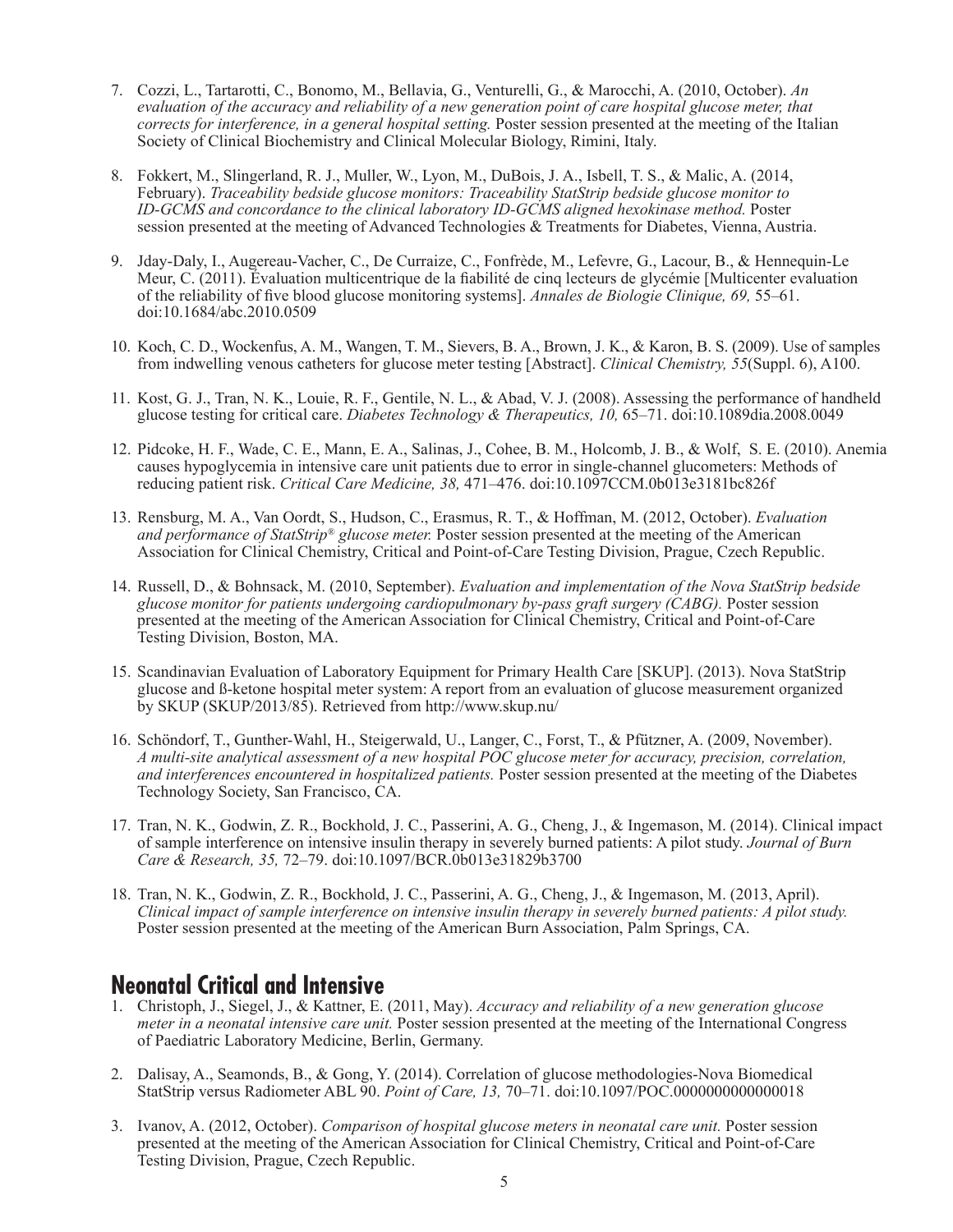7. Cozzi, L., Tartarotti, C., Bonomo, M., Bellavia, G., Venturelli, G., & Marocchi, A. (2010, October). *An evaluation of the accuracy and reliability of a new generation point of care hospital glucose meter, that corrects for interference, in a general hospital setting.* Poster session presented at the meeting of the Italian Society of Clinical Biochemistry and Clinical Molecular Biology, Rimini, Italy.

8. Fokkert, M., Slingerland, R. J., Muller, W., Lyon, M., DuBois, J. A., Isbell, T. S., & Malic, A. (2014, February). *Traceability bedside glucose monitors: Traceability StatStrip bedside glucose monitor to ID-GCMS and concordance to the clinical laboratory ID-GCMS aligned hexokinase method.* Poster session presented at the meeting of Advanced Technologies & Treatments for Diabetes, Vienna, Austria.

9. Jday-Daly, I., Augereau-Vacher, C., De Curraize, C., Fonfrède, M., Lefevre, G., Lacour, B., & Hennequin-Le Meur, C. (2011). Évaluation multicentrique de la fiabilité de cinq lecteurs de glycémie [Multicenter evaluation of the reliability of five blood glucose monitoring systems]. *Annales de Biologie Clinique, 69,* 55–61. doi:10.1684/abc.2010.0509

10. Koch, C. D., Wockenfus, A. M., Wangen, T. M., Sievers, B. A., Brown, J. K., & Karon, B. S. (2009). Use of samples from indwelling venous catheters for glucose meter testing [Abstract]. *Clinical Chemistry, 55*(Suppl. 6), A100.

11. Kost, G. J., Tran, N. K., Louie, R. F., Gentile, N. L., & Abad, V. J. (2008). Assessing the performance of handheld glucose testing for critical care. *Diabetes Technology & Therapeutics, 10,* 65–71. doi:10.1089dia.2008.0049

12. Pidcoke, H. F., Wade, C. E., Mann, E. A., Salinas, J., Cohee, B. M., Holcomb, J. B., & Wolf, S. E. (2010). Anemia causes hypoglycemia in intensive care unit patients due to error in single-channel glucometers: Methods of reducing patient risk. *Critical Care Medicine, 38,* 471–476. doi:10.1097CCM.0b013e3181bc826f

13. Rensburg, M. A., Van Oordt, S., Hudson, C., Erasmus, R. T., & Hoffman, M. (2012, October). *Evaluation and performance of StatStrip® glucose meter.* Poster session presented at the meeting of the American Association for Clinical Chemistry, Critical and Point-of-Care Testing Division, Prague, Czech Republic.

14. Russell, D., & Bohnsack, M. (2010, September). *Evaluation and implementation of the Nova StatStrip bedside glucose monitor for patients undergoing cardiopulmonary by-pass graft surgery (CABG).* Poster session presented at the meeting of the American Association for Clinical Chemistry, Critical and Point-of-Care Testing Division, Boston, MA.

15. Scandinavian Evaluation of Laboratory Equipment for Primary Health Care [SKUP]. (2013). Nova StatStrip glucose and ß-ketone hospital meter system: A report from an evaluation of glucose measurement organized by SKUP (SKUP/2013/85). Retrieved from http://www.skup.nu/

16. Schöndorf, T., Gunther-Wahl, H., Steigerwald, U., Langer, C., Forst, T., & Pfützner, A. (2009, November). *A multi-site analytical assessment of a new hospital POC glucose meter for accuracy, precision, correlation, and interferences encountered in hospitalized patients.* Poster session presented at the meeting of the Diabetes Technology Society, San Francisco, CA.

17. Tran, N. K., Godwin, Z. R., Bockhold, J. C., Passerini, A. G., Cheng, J., & Ingemason, M. (2014). Clinical impact of sample interference on intensive insulin therapy in severely burned patients: A pilot study. *Journal of Burn Care & Research, 35,* 72–79. doi:10.1097/BCR.0b013e31829b3700

18. Tran, N. K., Godwin, Z. R., Bockhold, J. C., Passerini, A. G., Cheng, J., & Ingemason, M. (2013, April). *Clinical impact of sample interference on intensive insulin therapy in severely burned patients: A pilot study.* Poster session presented at the meeting of the American Burn Association, Palm Springs, CA.

## Neonatal Critical and Intensive

1. Christoph, J., Siegel, J., & Kattner, E. (2011, May). *Accuracy and reliability of a new generation glucose meter in a neonatal intensive care unit.* Poster session presented at the meeting of the International Congress of Paediatric Laboratory Medicine, Berlin, Germany.

2. Dalisay, A., Seamonds, B., & Gong, Y. (2014). Correlation of glucose methodologies-Nova Biomedical StatStrip versus Radiometer ABL 90. *Point of Care, 13,* 70–71. doi:10.1097/POC.0000000000000018

3. Ivanov, A. (2012, October). *Comparison of hospital glucose meters in neonatal care unit.* Poster session presented at the meeting of the American Association for Clinical Chemistry, Critical and Point-of-Care Testing Division, Prague, Czech Republic.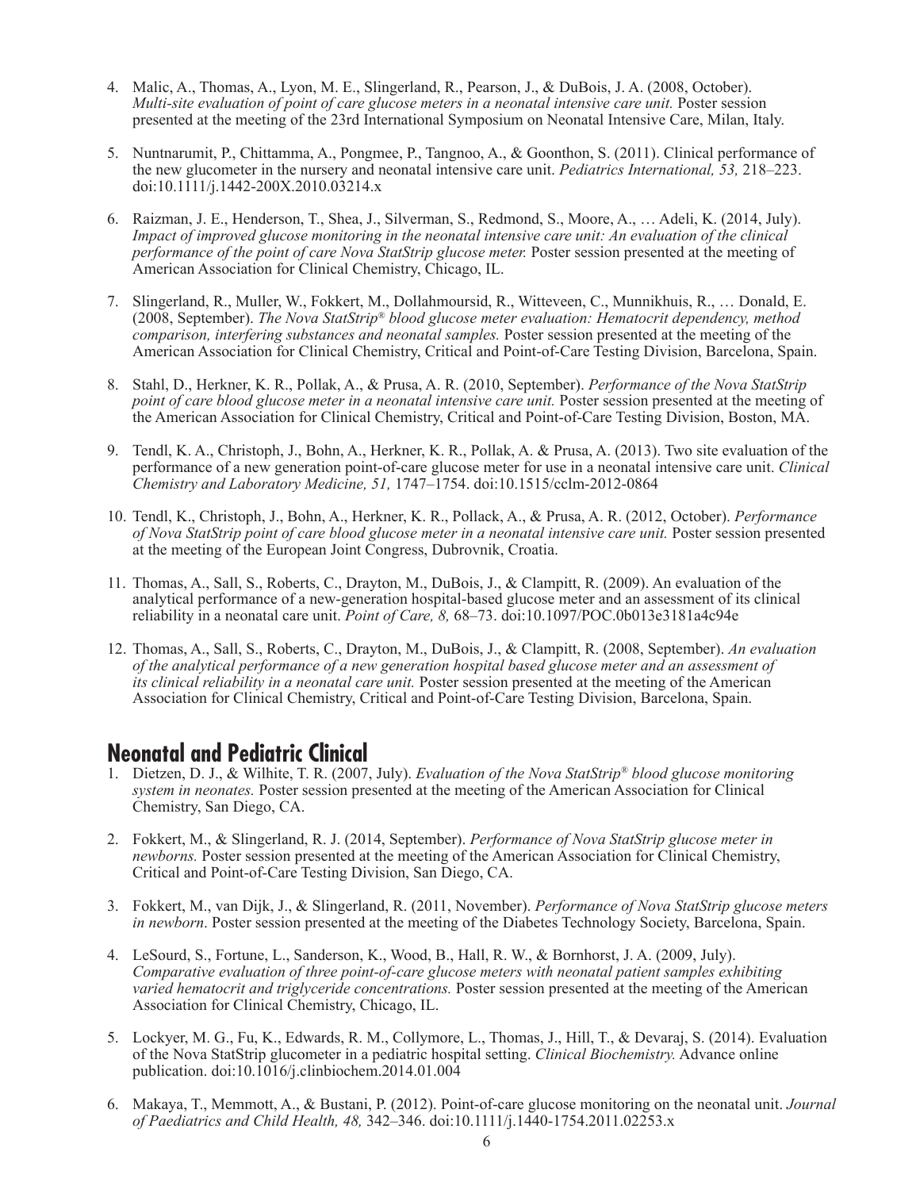4. Malic, A., Thomas, A., Lyon, M. E., Slingerland, R., Pearson, J., & DuBois, J. A. (2008, October). *Multi-site evaluation of point of care glucose meters in a neonatal intensive care unit.* Poster session presented at the meeting of the 23rd International Symposium on Neonatal Intensive Care, Milan, Italy.

5. Nuntnarumit, P., Chittamma, A., Pongmee, P., Tangnoo, A., & Goonthon, S. (2011). Clinical performance of the new glucometer in the nursery and neonatal intensive care unit. *Pediatrics International, 53,* 218–223. doi:10.1111/j.1442-200X.2010.03214.x

6. Raizman, J. E., Henderson, T., Shea, J., Silverman, S., Redmond, S., Moore, A., … Adeli, K. (2014, July). *Impact of improved glucose monitoring in the neonatal intensive care unit: An evaluation of the clinical performance of the point of care Nova StatStrip glucose meter.* Poster session presented at the meeting of American Association for Clinical Chemistry, Chicago, IL.

7. Slingerland, R., Muller, W., Fokkert, M., Dollahmoursid, R., Witteveen, C., Munnikhuis, R., … Donald, E. (2008, September). *The Nova StatStrip® blood glucose meter evaluation: Hematocrit dependency, method comparison, interfering substances and neonatal samples.* Poster session presented at the meeting of the American Association for Clinical Chemistry, Critical and Point-of-Care Testing Division, Barcelona, Spain.

8. Stahl, D., Herkner, K. R., Pollak, A., & Prusa, A. R. (2010, September). *Performance of the Nova StatStrip point of care blood glucose meter in a neonatal intensive care unit.* Poster session presented at the meeting of the American Association for Clinical Chemistry, Critical and Point-of-Care Testing Division, Boston, MA.

9. Tendl, K. A., Christoph, J., Bohn, A., Herkner, K. R., Pollak, A. & Prusa, A. (2013). Two site evaluation of the performance of a new generation point-of-care glucose meter for use in a neonatal intensive care unit. *Clinical Chemistry and Laboratory Medicine, 51,* 1747–1754. doi:10.1515/cclm-2012-0864

10. Tendl, K., Christoph, J., Bohn, A., Herkner, K. R., Pollack, A., & Prusa, A. R. (2012, October). *Performance of Nova StatStrip point of care blood glucose meter in a neonatal intensive care unit.* Poster session presented at the meeting of the European Joint Congress, Dubrovnik, Croatia.

11. Thomas, A., Sall, S., Roberts, C., Drayton, M., DuBois, J., & Clampitt, R. (2009). An evaluation of the analytical performance of a new-generation hospital-based glucose meter and an assessment of its clinical reliability in a neonatal care unit. *Point of Care, 8,* 68–73. doi:10.1097/POC.0b013e3181a4c94e

12. Thomas, A., Sall, S., Roberts, C., Drayton, M., DuBois, J., & Clampitt, R. (2008, September). *An evaluation of the analytical performance of a new generation hospital based glucose meter and an assessment of its clinical reliability in a neonatal care unit.* Poster session presented at the meeting of the American Association for Clinical Chemistry, Critical and Point-of-Care Testing Division, Barcelona, Spain.

## Neonatal and Pediatric Clinical

1. Dietzen, D. J., & Wilhite, T. R. (2007, July). *Evaluation of the Nova StatStrip® blood glucose monitoring system in neonates.* Poster session presented at the meeting of the American Association for Clinical Chemistry, San Diego, CA.

2. Fokkert, M., & Slingerland, R. J. (2014, September). *Performance of Nova StatStrip glucose meter in newborns.* Poster session presented at the meeting of the American Association for Clinical Chemistry, Critical and Point-of-Care Testing Division, San Diego, CA.

3. Fokkert, M., van Dijk, J., & Slingerland, R. (2011, November). *Performance of Nova StatStrip glucose meters in newborn*. Poster session presented at the meeting of the Diabetes Technology Society, Barcelona, Spain.

4. LeSourd, S., Fortune, L., Sanderson, K., Wood, B., Hall, R. W., & Bornhorst, J. A. (2009, July). *Comparative evaluation of three point-of-care glucose meters with neonatal patient samples exhibiting varied hematocrit and triglyceride concentrations.* Poster session presented at the meeting of the American Association for Clinical Chemistry, Chicago, IL.

5. Lockyer, M. G., Fu, K., Edwards, R. M., Collymore, L., Thomas, J., Hill, T., & Devaraj, S. (2014). Evaluation of the Nova StatStrip glucometer in a pediatric hospital setting. *Clinical Biochemistry.* Advance online publication. doi:10.1016/j.clinbiochem.2014.01.004

6. Makaya, T., Memmott, A., & Bustani, P. (2012). Point-of-care glucose monitoring on the neonatal unit. *Journal of Paediatrics and Child Health, 48,* 342–346. doi:10.1111/j.1440-1754.2011.02253.x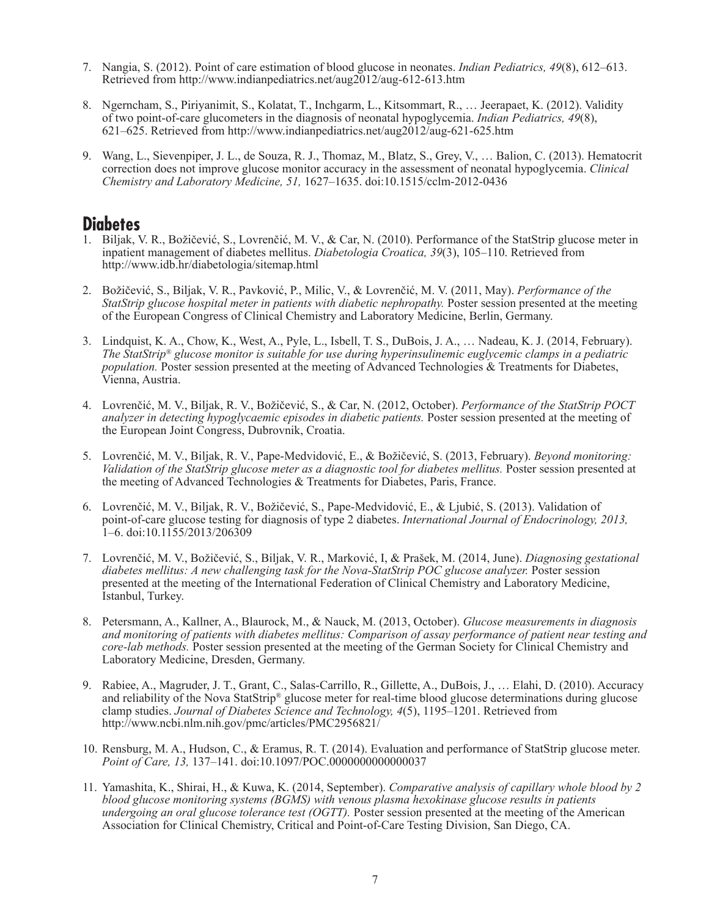7. Nangia, S. (2012). Point of care estimation of blood glucose in neonates. *Indian Pediatrics, 49*(8), 612–613. Retrieved from http://www.indianpediatrics.net/aug2012/aug-612-613.htm

8. Ngerncham, S., Piriyanimit, S., Kolatat, T., Inchgarm, L., Kitsommart, R., … Jeerapaet, K. (2012). Validity of two point-of-care glucometers in the diagnosis of neonatal hypoglycemia. *Indian Pediatrics, 49*(8), 621–625. Retrieved from http://www.indianpediatrics.net/aug2012/aug-621-625.htm

9. Wang, L., Sievenpiper, J. L., de Souza, R. J., Thomaz, M., Blatz, S., Grey, V., … Balion, C. (2013). Hematocrit correction does not improve glucose monitor accuracy in the assessment of neonatal hypoglycemia. *Clinical Chemistry and Laboratory Medicine, 51,* 1627–1635. doi:10.1515/cclm-2012-0436

## Diabetes

1. Biljak, V. R., Božičević, S., Lovrenčić, M. V., & Car, N. (2010). Performance of the StatStrip glucose meter in inpatient management of diabetes mellitus. *Diabetologia Croatica, 39*(3), 105–110. Retrieved from http://www.idb.hr/diabetologia/sitemap.html

2. Božičević, S., Biljak, V. R., Pavković, P., Milic, V., & Lovrenčić, M. V. (2011, May). *Performance of the StatStrip glucose hospital meter in patients with diabetic nephropathy.* Poster session presented at the meeting of the European Congress of Clinical Chemistry and Laboratory Medicine, Berlin, Germany.

3. Lindquist, K. A., Chow, K., West, A., Pyle, L., Isbell, T. S., DuBois, J. A., … Nadeau, K. J. (2014, February). *The StatStrip® glucose monitor is suitable for use during hyperinsulinemic euglycemic clamps in a pediatric population.* Poster session presented at the meeting of Advanced Technologies & Treatments for Diabetes, Vienna, Austria.

4. Lovrenčić, M. V., Biljak, R. V., Božičević, S., & Car, N. (2012, October). *Performance of the StatStrip POCT analyzer in detecting hypoglycaemic episodes in diabetic patients.* Poster session presented at the meeting of the European Joint Congress, Dubrovnik, Croatia.

5. Lovrenčić, M. V., Biljak, R. V., Pape-Medvidović, E., & Božičević, S. (2013, February). *Beyond monitoring: Validation of the StatStrip glucose meter as a diagnostic tool for diabetes mellitus.* Poster session presented at the meeting of Advanced Technologies & Treatments for Diabetes, Paris, France.

6. Lovrenčić, M. V., Biljak, R. V., Božičević, S., Pape-Medvidović, E., & Ljubić, S. (2013). Validation of point-of-care glucose testing for diagnosis of type 2 diabetes. *International Journal of Endocrinology, 2013,* 1–6. doi:10.1155/2013/206309

7. Lovrenčić, M. V., Božičević, S., Biljak, V. R., Marković, I, & Prašek, M. (2014, June). *Diagnosing gestational diabetes mellitus: A new challenging task for the Nova-StatStrip POC glucose analyzer.* Poster session presented at the meeting of the International Federation of Clinical Chemistry and Laboratory Medicine, Istanbul, Turkey.

8. Petersmann, A., Kallner, A., Blaurock, M., & Nauck, M. (2013, October). *Glucose measurements in diagnosis and monitoring of patients with diabetes mellitus: Comparison of assay performance of patient near testing and core-lab methods.* Poster session presented at the meeting of the German Society for Clinical Chemistry and Laboratory Medicine, Dresden, Germany.

9. Rabiee, A., Magruder, J. T., Grant, C., Salas-Carrillo, R., Gillette, A., DuBois, J., … Elahi, D. (2010). Accuracy and reliability of the Nova StatStrip® glucose meter for real-time blood glucose determinations during glucose clamp studies. *Journal of Diabetes Science and Technology, 4*(5), 1195–1201. Retrieved from http://www.ncbi.nlm.nih.gov/pmc/articles/PMC2956821/

10. Rensburg, M. A., Hudson, C., & Eramus, R. T. (2014). Evaluation and performance of StatStrip glucose meter. *Point of Care, 13,* 137–141. doi:10.1097/POC.0000000000000037

11. Yamashita, K., Shirai, H., & Kuwa, K. (2014, September). *Comparative analysis of capillary whole blood by 2 blood glucose monitoring systems (BGMS) with venous plasma hexokinase glucose results in patients undergoing an oral glucose tolerance test (OGTT).* Poster session presented at the meeting of the American Association for Clinical Chemistry, Critical and Point-of-Care Testing Division, San Diego, CA.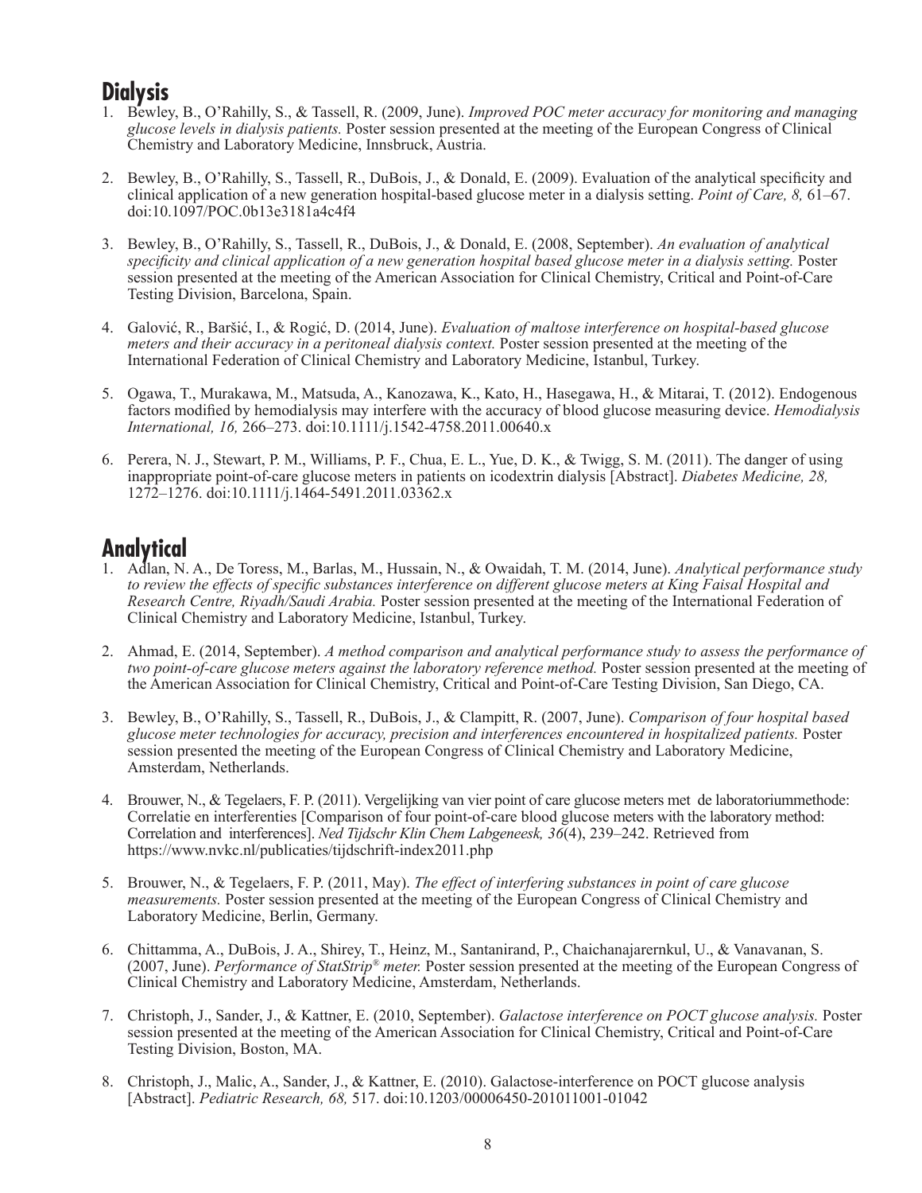## Dialysis

1. Bewley, B., O'Rahilly, S., & Tassell, R. (2009, June). *Improved POC meter accuracy for monitoring and managing glucose levels in dialysis patients.* Poster session presented at the meeting of the European Congress of Clinical Chemistry and Laboratory Medicine, Innsbruck, Austria.

2. Bewley, B., O'Rahilly, S., Tassell, R., DuBois, J., & Donald, E. (2009). Evaluation of the analytical specificity and clinical application of a new generation hospital-based glucose meter in a dialysis setting. *Point of Care, 8,* 61–67. doi:10.1097/POC.0b13e3181a4c4f4

3. Bewley, B., O'Rahilly, S., Tassell, R., DuBois, J., & Donald, E. (2008, September). *An evaluation of analytical specificity and clinical application of a new generation hospital based glucose meter in a dialysis setting.* Poster session presented at the meeting of the American Association for Clinical Chemistry, Critical and Point-of-Care Testing Division, Barcelona, Spain.

4. Galović, R., Baršić, I., & Rogić, D. (2014, June). *Evaluation of maltose interference on hospital-based glucose meters and their accuracy in a peritoneal dialysis context.* Poster session presented at the meeting of the International Federation of Clinical Chemistry and Laboratory Medicine, Istanbul, Turkey.

5. Ogawa, T., Murakawa, M., Matsuda, A., Kanozawa, K., Kato, H., Hasegawa, H., & Mitarai, T. (2012). Endogenous factors modified by hemodialysis may interfere with the accuracy of blood glucose measuring device. *Hemodialysis International, 16,* 266–273. doi:10.1111/j.1542-4758.2011.00640.x

6. Perera, N. J., Stewart, P. M., Williams, P. F., Chua, E. L., Yue, D. K., & Twigg, S. M. (2011). The danger of using inappropriate point-of-care glucose meters in patients on icodextrin dialysis [Abstract]. *Diabetes Medicine, 28,* 1272–1276. doi:10.1111/j.1464-5491.2011.03362.x

## Analytical

1. Adlan, N. A., De Toress, M., Barlas, M., Hussain, N., & Owaidah, T. M. (2014, June). *Analytical performance study to review the effects of specific substances interference on different glucose meters at King Faisal Hospital and Research Centre, Riyadh/Saudi Arabia.* Poster session presented at the meeting of the International Federation of Clinical Chemistry and Laboratory Medicine, Istanbul, Turkey.

2. Ahmad, E. (2014, September). *A method comparison and analytical performance study to assess the performance of two point-of-care glucose meters against the laboratory reference method.* Poster session presented at the meeting of the American Association for Clinical Chemistry, Critical and Point-of-Care Testing Division, San Diego, CA.

3. Bewley, B., O'Rahilly, S., Tassell, R., DuBois, J., & Clampitt, R. (2007, June). *Comparison of four hospital based glucose meter technologies for accuracy, precision and interferences encountered in hospitalized patients.* Poster session presented the meeting of the European Congress of Clinical Chemistry and Laboratory Medicine, Amsterdam, Netherlands.

4. Brouwer, N., & Tegelaers, F. P. (2011). Vergelijking van vier point of care glucose meters met de laboratoriummethode: Correlatie en interferenties [Comparison of four point-of-care blood glucose meters with the laboratory method: Correlation and interferences]. *Ned Tijdschr Klin Chem Labgeneesk, 36*(4), 239–242. Retrieved from https://www.nvkc.nl/publicaties/tijdschrift-index2011.php

5. Brouwer, N., & Tegelaers, F. P. (2011, May). *The effect of interfering substances in point of care glucose measurements.* Poster session presented at the meeting of the European Congress of Clinical Chemistry and Laboratory Medicine, Berlin, Germany.

6. Chittamma, A., DuBois, J. A., Shirey, T., Heinz, M., Santanirand, P., Chaichanajarernkul, U., & Vanavanan, S. (2007, June). *Performance of StatStrip® meter.* Poster session presented at the meeting of the European Congress of Clinical Chemistry and Laboratory Medicine, Amsterdam, Netherlands.

7. Christoph, J., Sander, J., & Kattner, E. (2010, September). *Galactose interference on POCT glucose analysis.* Poster session presented at the meeting of the American Association for Clinical Chemistry, Critical and Point-of-Care Testing Division, Boston, MA.

8. Christoph, J., Malic, A., Sander, J., & Kattner, E. (2010). Galactose-interference on POCT glucose analysis [Abstract]. *Pediatric Research, 68,* 517. doi:10.1203/00006450-201011001-01042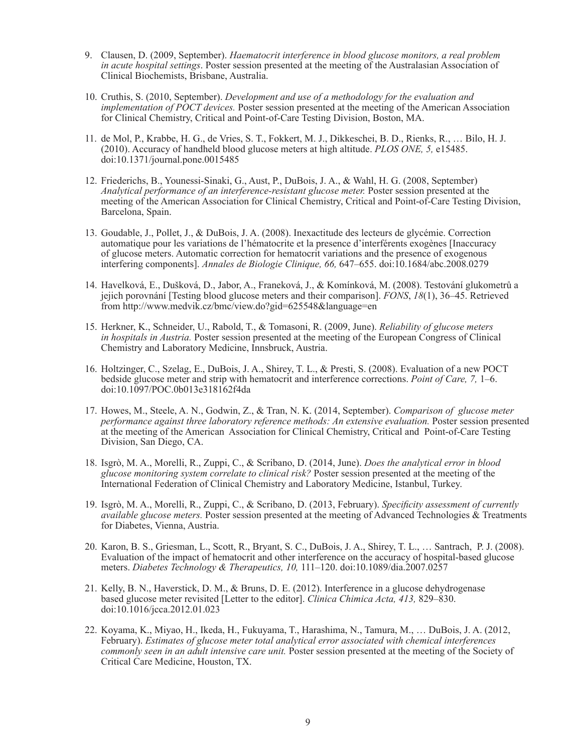9. Clausen, D. (2009, September). *Haematocrit interference in blood glucose monitors, a real problem in acute hospital settings*. Poster session presented at the meeting of the Australasian Association of Clinical Biochemists, Brisbane, Australia.

10. Cruthis, S. (2010, September). *Development and use of a methodology for the evaluation and implementation of POCT devices.* Poster session presented at the meeting of the American Association for Clinical Chemistry, Critical and Point-of-Care Testing Division, Boston, MA.

11. de Mol, P., Krabbe, H. G., de Vries, S. T., Fokkert, M. J., Dikkeschei, B. D., Rienks, R., … Bilo, H. J. (2010). Accuracy of handheld blood glucose meters at high altitude. *PLOS ONE, 5,* e15485. doi:10.1371/journal.pone.0015485

12. Friederichs, B., Younessi-Sinaki, G., Aust, P., DuBois, J. A., & Wahl, H. G. (2008, September) *Analytical performance of an interference-resistant glucose meter.* Poster session presented at the meeting of the American Association for Clinical Chemistry, Critical and Point-of-Care Testing Division, Barcelona, Spain.

13. Goudable, J., Pollet, J., & DuBois, J. A. (2008). Inexactitude des lecteurs de glycémie. Correction automatique pour les variations de l'hématocrite et la presence d'interférents exogènes [Inaccuracy of glucose meters. Automatic correction for hematocrit variations and the presence of exogenous interfering components]. *Annales de Biologie Clinique, 66,* 647–655. doi:10.1684/abc.2008.0279

14. Havelková, E., Dušková, D., Jabor, A., Franeková, J., & Komínková, M. (2008). Testování glukometrů a jejich porovnání [Testing blood glucose meters and their comparison]. *FONS*, *18*(1), 36–45. Retrieved from http://www.medvik.cz/bmc/view.do?gid=625548&language=en

15. Herkner, K., Schneider, U., Rabold, T., & Tomasoni, R. (2009, June). *Reliability of glucose meters in hospitals in Austria.* Poster session presented at the meeting of the European Congress of Clinical Chemistry and Laboratory Medicine, Innsbruck, Austria.

16. Holtzinger, C., Szelag, E., DuBois, J. A., Shirey, T. L., & Presti, S. (2008). Evaluation of a new POCT bedside glucose meter and strip with hematocrit and interference corrections. *Point of Care, 7,* 1–6. doi:10.1097/POC.0b013e318162f4da

17. Howes, M., Steele, A. N., Godwin, Z., & Tran, N. K. (2014, September). *Comparison of glucose meter performance against three laboratory reference methods: An extensive evaluation.* Poster session presented at the meeting of the American Association for Clinical Chemistry, Critical and Point-of-Care Testing Division, San Diego, CA.

18. Isgrò, M. A., Morelli, R., Zuppi, C., & Scribano, D. (2014, June). *Does the analytical error in blood glucose monitoring system correlate to clinical risk?* Poster session presented at the meeting of the International Federation of Clinical Chemistry and Laboratory Medicine, Istanbul, Turkey.

19. Isgrò, M. A., Morelli, R., Zuppi, C., & Scribano, D. (2013, February). *Specificity assessment of currently available glucose meters.* Poster session presented at the meeting of Advanced Technologies & Treatments for Diabetes, Vienna, Austria.

20. Karon, B. S., Griesman, L., Scott, R., Bryant, S. C., DuBois, J. A., Shirey, T. L., … Santrach, P. J. (2008). Evaluation of the impact of hematocrit and other interference on the accuracy of hospital-based glucose meters. *Diabetes Technology & Therapeutics, 10,* 111–120. doi:10.1089/dia.2007.0257

21. Kelly, B. N., Haverstick, D. M., & Bruns, D. E. (2012). Interference in a glucose dehydrogenase based glucose meter revisited [Letter to the editor]. *Clinica Chimica Acta, 413,* 829–830. doi:10.1016/jcca.2012.01.023

22. Koyama, K., Miyao, H., Ikeda, H., Fukuyama, T., Harashima, N., Tamura, M., … DuBois, J. A. (2012, February). *Estimates of glucose meter total analytical error associated with chemical interferences commonly seen in an adult intensive care unit.* Poster session presented at the meeting of the Society of Critical Care Medicine, Houston, TX.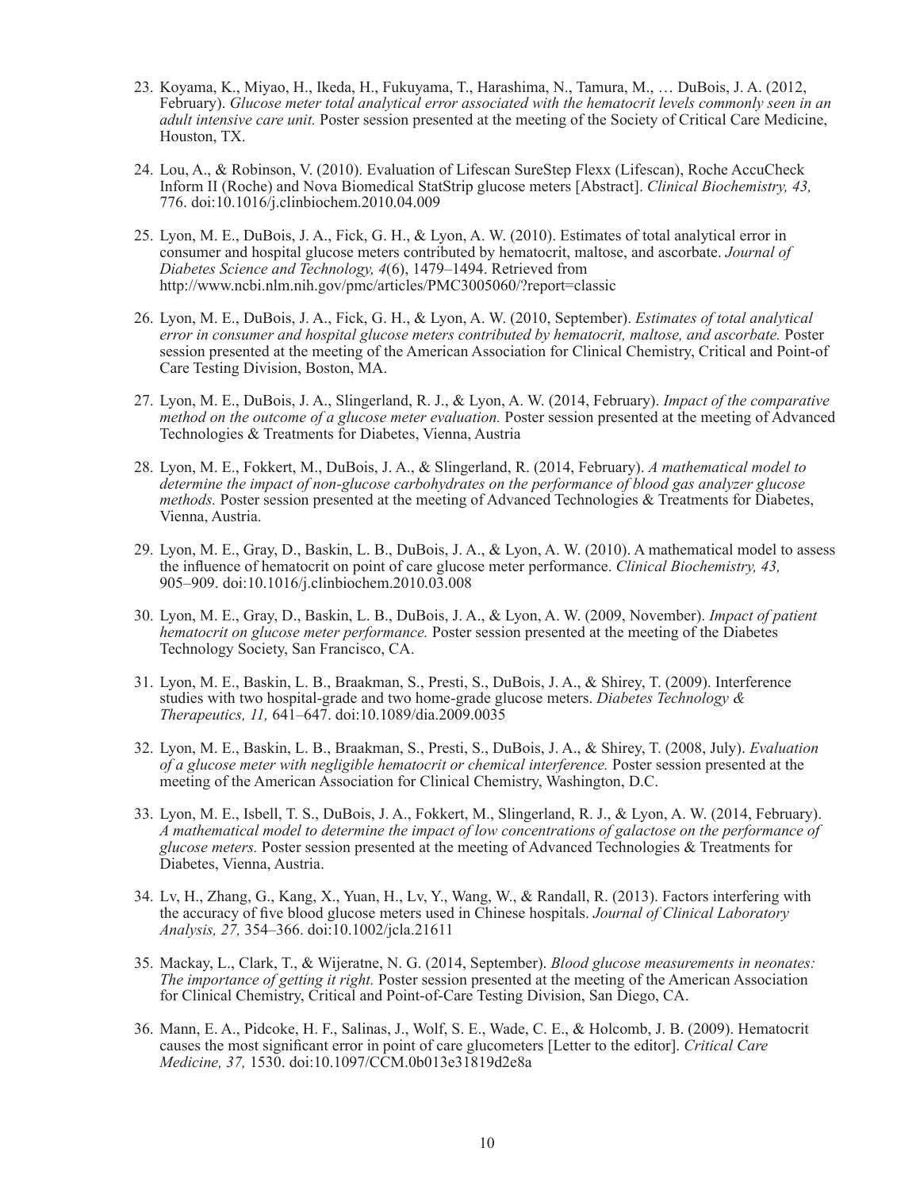23. Koyama, K., Miyao, H., Ikeda, H., Fukuyama, T., Harashima, N., Tamura, M., … DuBois, J. A. (2012, February). *Glucose meter total analytical error associated with the hematocrit levels commonly seen in an adult intensive care unit.* Poster session presented at the meeting of the Society of Critical Care Medicine, Houston, TX.

24. Lou, A., & Robinson, V. (2010). Evaluation of Lifescan SureStep Flexx (Lifescan), Roche AccuCheck Inform II (Roche) and Nova Biomedical StatStrip glucose meters [Abstract]. *Clinical Biochemistry, 43,* 776. doi:10.1016/j.clinbiochem.2010.04.009

25. Lyon, M. E., DuBois, J. A., Fick, G. H., & Lyon, A. W. (2010). Estimates of total analytical error in consumer and hospital glucose meters contributed by hematocrit, maltose, and ascorbate. *Journal of Diabetes Science and Technology, 4*(6), 1479–1494. Retrieved from http://www.ncbi.nlm.nih.gov/pmc/articles/PMC3005060/?report=classic

26. Lyon, M. E., DuBois, J. A., Fick, G. H., & Lyon, A. W. (2010, September). *Estimates of total analytical error in consumer and hospital glucose meters contributed by hematocrit, maltose, and ascorbate.* Poster session presented at the meeting of the American Association for Clinical Chemistry, Critical and Point-of-Care Testing Division, Boston, MA.

27. Lyon, M. E., DuBois, J. A., Slingerland, R. J., & Lyon, A. W. (2014, February). *Impact of the comparative method on the outcome of a glucose meter evaluation.* Poster session presented at the meeting of Advanced Technologies & Treatments for Diabetes, Vienna, Austria

28. Lyon, M. E., Fokkert, M., DuBois, J. A., & Slingerland, R. (2014, February). *A mathematical model to determine the impact of non-glucose carbohydrates on the performance of blood gas analyzer glucose methods.* Poster session presented at the meeting of Advanced Technologies & Treatments for Diabetes, Vienna, Austria.

29. Lyon, M. E., Gray, D., Baskin, L. B., DuBois, J. A., & Lyon, A. W. (2010). A mathematical model to assess the influence of hematocrit on point of care glucose meter performance. *Clinical Biochemistry, 43,* 905–909. doi:10.1016/j.clinbiochem.2010.03.008

30. Lyon, M. E., Gray, D., Baskin, L. B., DuBois, J. A., & Lyon, A. W. (2009, November). *Impact of patient hematocrit on glucose meter performance.* Poster session presented at the meeting of the Diabetes Technology Society, San Francisco, CA.

31. Lyon, M. E., Baskin, L. B., Braakman, S., Presti, S., DuBois, J. A., & Shirey, T. (2009). Interference studies with two hospital-grade and two home-grade glucose meters. *Diabetes Technology & Therapeutics, 11,* 641–647. doi:10.1089/dia.2009.0035

32. Lyon, M. E., Baskin, L. B., Braakman, S., Presti, S., DuBois, J. A., & Shirey, T. (2008, July). *Evaluation of a glucose meter with negligible hematocrit or chemical interference.* Poster session presented at the meeting of the American Association for Clinical Chemistry, Washington, D.C.

33. Lyon, M. E., Isbell, T. S., DuBois, J. A., Fokkert, M., Slingerland, R. J., & Lyon, A. W. (2014, February). *A mathematical model to determine the impact of low concentrations of galactose on the performance of glucose meters.* Poster session presented at the meeting of Advanced Technologies & Treatments for Diabetes, Vienna, Austria.

34. Lv, H., Zhang, G., Kang, X., Yuan, H., Lv, Y., Wang, W., & Randall, R. (2013). Factors interfering with the accuracy of five blood glucose meters used in Chinese hospitals. *Journal of Clinical Laboratory Analysis, 27,* 354–366. doi:10.1002/jcla.21611

35. Mackay, L., Clark, T., & Wijeratne, N. G. (2014, September). *Blood glucose measurements in neonates: The importance of getting it right.* Poster session presented at the meeting of the American Association for Clinical Chemistry, Critical and Point-of-Care Testing Division, San Diego, CA.

36. Mann, E. A., Pidcoke, H. F., Salinas, J., Wolf, S. E., Wade, C. E., & Holcomb, J. B. (2009). Hematocrit causes the most significant error in point of care glucometers [Letter to the editor]. *Critical Care Medicine, 37,* 1530. doi:10.1097/CCM.0b013e31819d2e8a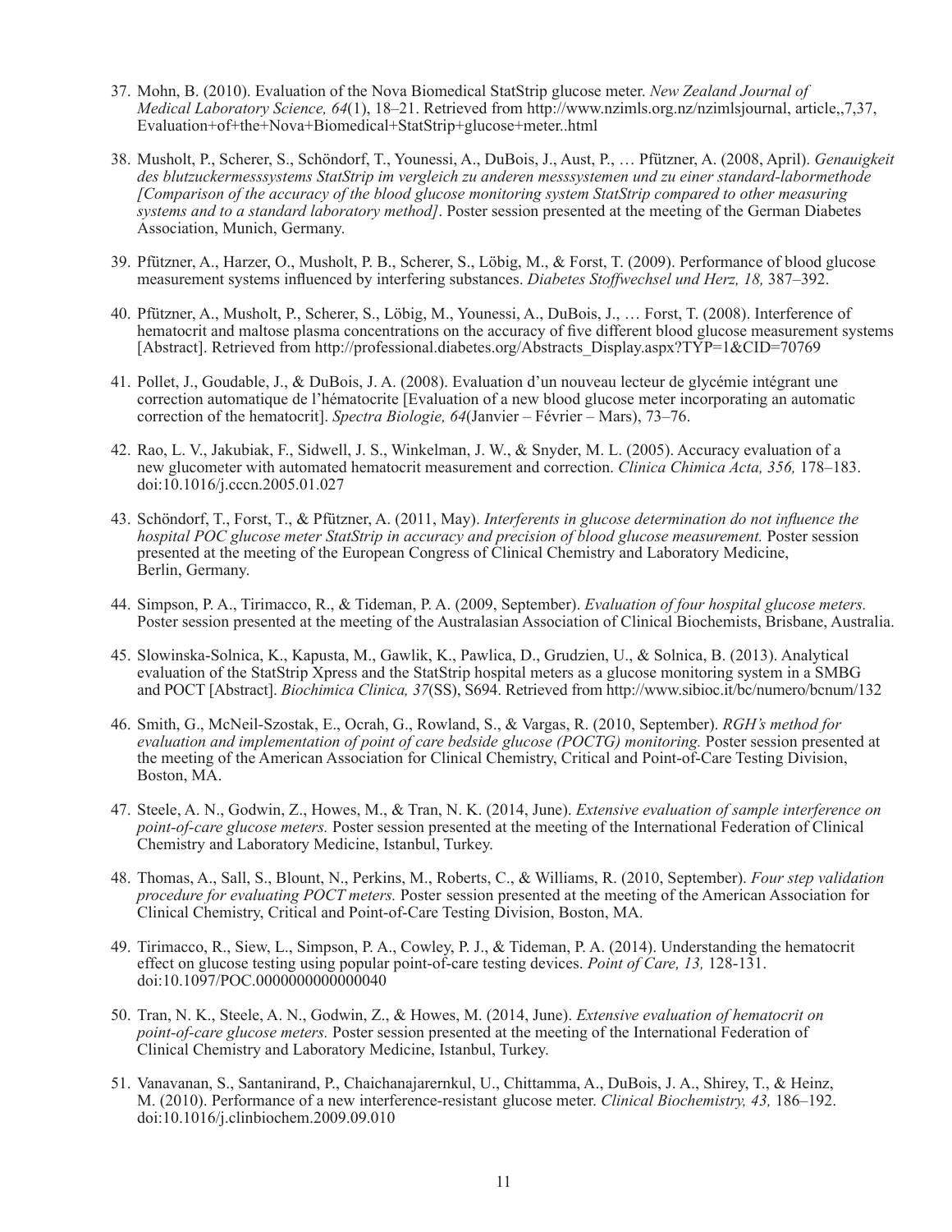37. Mohn, B. (2010). Evaluation of the Nova Biomedical StatStrip glucose meter. *New Zealand Journal of Medical Laboratory Science, 64*(1), 18–21. Retrieved from http://www.nzimls.org.nz/nzimlsjournal, article,,7,37, Evaluation+of+the+Nova+Biomedical+StatStrip+glucose+meter..html

38. Musholt, P., Scherer, S., Schöndorf, T., Younessi, A., DuBois, J., Aust, P., … Pfützner, A. (2008, April). *Genauigkeit des blutzuckermesssystems StatStrip im vergleich zu anderen messsystemen und zu einer standard-labormethode [Comparison of the accuracy of the blood glucose monitoring system StatStrip compared to other measuring systems and to a standard laboratory method]*. Poster session presented at the meeting of the German Diabetes Association, Munich, Germany.

39. Pfützner, A., Harzer, O., Musholt, P. B., Scherer, S., Löbig, M., & Forst, T. (2009). Performance of blood glucose measurement systems influenced by interfering substances. *Diabetes Stoffwechsel und Herz, 18,* 387–392.

40. Pfützner, A., Musholt, P., Scherer, S., Löbig, M., Younessi, A., DuBois, J., … Forst, T. (2008). Interference of hematocrit and maltose plasma concentrations on the accuracy of five different blood glucose measurement systems [Abstract]. Retrieved from http://professional.diabetes.org/Abstracts_Display.aspx?TYP=1&CID=70769

41. Pollet, J., Goudable, J., & DuBois, J. A. (2008). Evaluation d'un nouveau lecteur de glycémie intégrant une correction automatique de l'hématocrite [Evaluation of a new blood glucose meter incorporating an automatic correction of the hematocrit]. *Spectra Biologie, 64*(Janvier – Février – Mars), 73–76.

42. Rao, L. V., Jakubiak, F., Sidwell, J. S., Winkelman, J. W., & Snyder, M. L. (2005). Accuracy evaluation of a new glucometer with automated hematocrit measurement and correction. *Clinica Chimica Acta, 356,* 178–183. doi:10.1016/j.cccn.2005.01.027

43. Schöndorf, T., Forst, T., & Pfützner, A. (2011, May). *Interferents in glucose determination do not influence the hospital POC glucose meter StatStrip in accuracy and precision of blood glucose measurement.* Poster session presented at the meeting of the European Congress of Clinical Chemistry and Laboratory Medicine, Berlin, Germany.

44. Simpson, P. A., Tirimacco, R., & Tideman, P. A. (2009, September). *Evaluation of four hospital glucose meters.* Poster session presented at the meeting of the Australasian Association of Clinical Biochemists, Brisbane, Australia.

45. Slowinska-Solnica, K., Kapusta, M., Gawlik, K., Pawlica, D., Grudzien, U., & Solnica, B. (2013). Analytical evaluation of the StatStrip Xpress and the StatStrip hospital meters as a glucose monitoring system in a SMBG and POCT [Abstract]. *Biochimica Clinica, 37*(SS), S694. Retrieved from http://www.sibioc.it/bc/numero/bcnum/132

46. Smith, G., McNeil-Szostak, E., Ocrah, G., Rowland, S., & Vargas, R. (2010, September). *RGH's method for evaluation and implementation of point of care bedside glucose (POCTG) monitoring.* Poster session presented at the meeting of the American Association for Clinical Chemistry, Critical and Point-of-Care Testing Division, Boston, MA.

47. Steele, A. N., Godwin, Z., Howes, M., & Tran, N. K. (2014, June). *Extensive evaluation of sample interference on point-of-care glucose meters.* Poster session presented at the meeting of the International Federation of Clinical Chemistry and Laboratory Medicine, Istanbul, Turkey.

48. Thomas, A., Sall, S., Blount, N., Perkins, M., Roberts, C., & Williams, R. (2010, September). *Four step validation procedure for evaluating POCT meters.* Poster session presented at the meeting of the American Association for Clinical Chemistry, Critical and Point-of-Care Testing Division, Boston, MA.

49. Tirimacco, R., Siew, L., Simpson, P. A., Cowley, P. J., & Tideman, P. A. (2014). Understanding the hematocrit effect on glucose testing using popular point-of-care testing devices. *Point of Care, 13,* 128-131. doi:10.1097/POC.0000000000000040

50. Tran, N. K., Steele, A. N., Godwin, Z., & Howes, M. (2014, June). *Extensive evaluation of hematocrit on point-of-care glucose meters.* Poster session presented at the meeting of the International Federation of Clinical Chemistry and Laboratory Medicine, Istanbul, Turkey.

51. Vanavanan, S., Santanirand, P., Chaichanajarernkul, U., Chittamma, A., DuBois, J. A., Shirey, T., & Heinz, M. (2010). Performance of a new interference-resistant glucose meter. *Clinical Biochemistry, 43,* 186–192. doi:10.1016/j.clinbiochem.2009.09.010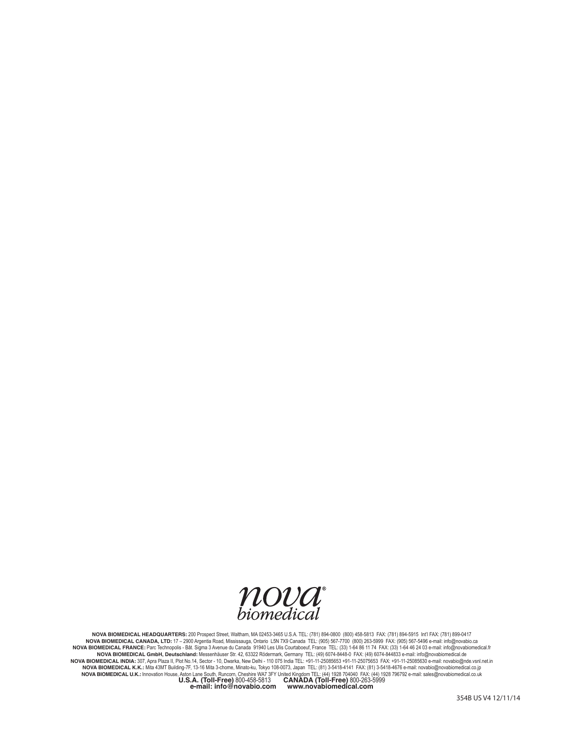nova®
biomedical

**NOVA BIOMEDICAL HEADQUARTERS:** 200 Prospect Street, Waltham, MA 02453-3465 U.S.A. TEL: (781) 894-0800 (800) 458-5813 FAX: (781) 894-5915 Int'l FAX: (781) 899-0417
**NOVA BIOMEDICAL CANADA, LTD:** 17 – 2900 Argentia Road, Mississauga, Ontario L5N 7X9 Canada TEL: (905) 567-7700 (800) 263-5999 FAX: (905) 567-5496 e-mail: info@novabio.ca
**NOVA BIOMEDICAL FRANCE:** Parc Technopolis - Bât. Sigma 3 Avenue du Canada 91940 Les Ulis Courtaboeuf, France TEL: (33) 1-64 86 11 74 FAX: (33) 1-64 46 24 03 e-mail: info@novabiomedical.fr
**NOVA BIOMEDICAL GmbH, Deutschland:** Messenhäuser Str. 42, 63322 Rödermark, Germany TEL: (49) 6074-8448-0 FAX: (49) 6074-844833 e-mail: info@novabiomedical.de
**NOVA BIOMEDICAL INDIA:** 307, Apra Plaza II, Plot No.14, Sector - 10, Dwarka, New Delhi - 110 075 India TEL: +91-11-25085653 +91-11-25075653 FAX: +91-11-25085630 e-mail: novabio@nde.vsnl.net.in
**NOVA BIOMEDICAL K.K.:** Mita 43MT Building-7F, 13-16 Mita 3-chome, Minato-ku, Tokyo 108-0073, Japan TEL: (81) 3-5418-4141 FAX: (81) 3-5418-4676 e-mail: novabio@novabiomedical.co.jp
**NOVA BIOMEDICAL U.K.:** Innovation House, Aston Lane South, Runcorn, Cheshire WA7 3FY United Kingdom TEL: (44) 1928 704040 FAX: (44) 1928 796792 e-mail: sales@novabiomedical.co.uk
**U.S.A. (Toll-Free)** 800-458-5813 **CANADA (Toll-Free)** 800-263-5999
**e-mail: info@novabio.com** **www.novabiomedical.com**

354B US V4 12/11/14